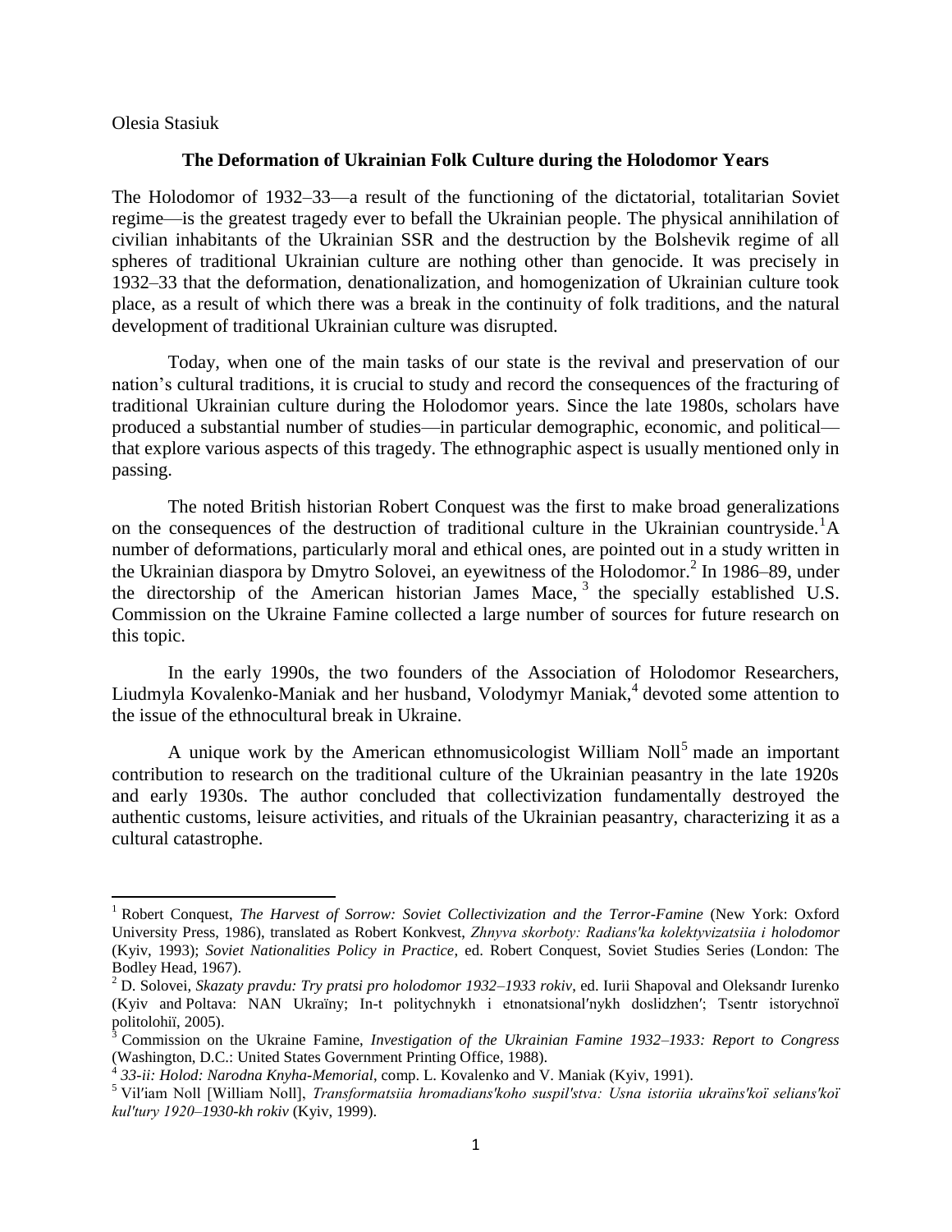Olesia Stasiuk

## The Deformation of Ukrainian Folk Culture during the Holodomor Years

The Holodomor of 1932–33—a result of the functioning of the dictatorial, totalitarian Soviet regime—is the greatest tragedy ever to befall the Ukrainian people. The physical annihilation of civilian inhabitants of the Ukrainian SSR and the destruction by the Bolshevik regime of all spheres of traditional Ukrainian culture are nothing other than genocide. It was precisely in 1932–33 that the deformation, denationalization, and homogenization of Ukrainian culture took place, as a result of which there was a break in the continuity of folk traditions, and the natural development of traditional Ukrainian culture was disrupted.

Today, when one of the main tasks of our state is the revival and preservation of our nation's cultural traditions, it is crucial to study and record the consequences of the fracturing of traditional Ukrainian culture during the Holodomor years. Since the late 1980s, scholars have produced a substantial number of studies—in particular demographic, economic, and political—that explore various aspects of this tragedy. The ethnographic aspect is usually mentioned only in passing.

The noted British historian Robert Conquest was the first to make broad generalizations on the consequences of the destruction of traditional culture in the Ukrainian countryside.[1] A number of deformations, particularly moral and ethical ones, are pointed out in a study written in the Ukrainian diaspora by Dmytro Solovei, an eyewitness of the Holodomor.[2] In 1986–89, under the directorship of the American historian James Mace,[3] the specially established U.S. Commission on the Ukraine Famine collected a large number of sources for future research on this topic.

In the early 1990s, the two founders of the Association of Holodomor Researchers, Liudmyla Kovalenko-Maniak and her husband, Volodymyr Maniak,[4] devoted some attention to the issue of the ethnocultural break in Ukraine.

A unique work by the American ethnomusicologist William Noll[5] made an important contribution to research on the traditional culture of the Ukrainian peasantry in the late 1920s and early 1930s. The author concluded that collectivization fundamentally destroyed the authentic customs, leisure activities, and rituals of the Ukrainian peasantry, characterizing it as a cultural catastrophe.

---

[1] Robert Conquest, *The Harvest of Sorrow: Soviet Collectivization and the Terror-Famine* (New York: Oxford University Press, 1986), translated as Robert Konkvest, *Zhnyva skorboty: Radians'ka kolektyvizatsiia i holodomor* (Kyiv, 1993); *Soviet Nationalities Policy in Practice*, ed. Robert Conquest, Soviet Studies Series (London: The Bodley Head, 1967).

[2] D. Solovei, *Skazaty pravdu: Try pratsi pro holodomor 1932–1933 rokiv*, ed. Iurii Shapoval and Oleksandr Iurenko (Kyiv and Poltava: NAN Ukraïny; In-t politychnykh i etnonatsional′nykh doslidzhen′; Tsentr istorychnoï politolohiï, 2005).

[3] Commission on the Ukraine Famine, *Investigation of the Ukrainian Famine 1932–1933: Report to Congress* (Washington, D.C.: United States Government Printing Office, 1988).

[4] *33-ii: Holod: Narodna Knyha-Memorial*, comp. L. Kovalenko and V. Maniak (Kyiv, 1991).

[5] Vil′iam Noll [William Noll], *Transformatsiia hromadians'koho suspil'stva: Usna istoriia ukraïns'koï selians'koï kul′tury 1920–1930-kh rokiv* (Kyiv, 1999).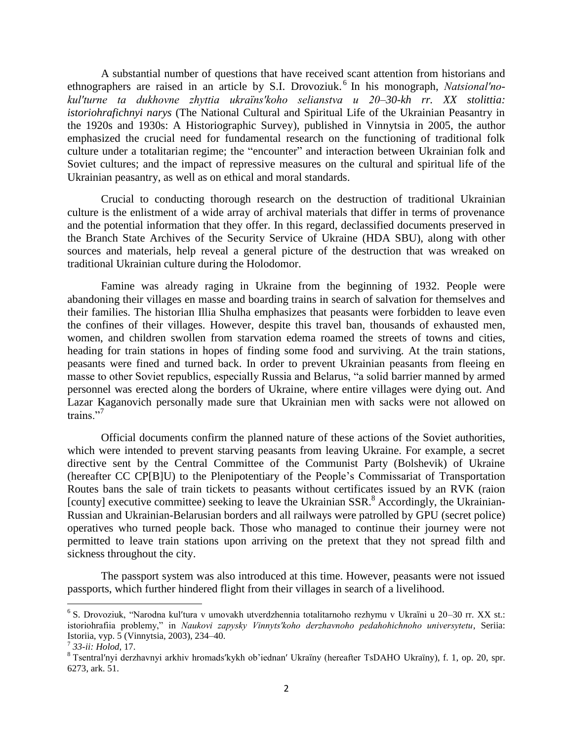A substantial number of questions that have received scant attention from historians and ethnographers are raised in an article by S.I. Drovoziuk.[6] In his monograph, *Natsional′no-kul′turne ta dukhovne zhyttia ukraïns′koho selianstva u 20–30-kh rr. XX stolittia: istoriohrafichnyi narys* (The National Cultural and Spiritual Life of the Ukrainian Peasantry in the 1920s and 1930s: A Historiographic Survey), published in Vinnytsia in 2005, the author emphasized the crucial need for fundamental research on the functioning of traditional folk culture under a totalitarian regime; the "encounter" and interaction between Ukrainian folk and Soviet cultures; and the impact of repressive measures on the cultural and spiritual life of the Ukrainian peasantry, as well as on ethical and moral standards.

Crucial to conducting thorough research on the destruction of traditional Ukrainian culture is the enlistment of a wide array of archival materials that differ in terms of provenance and the potential information that they offer. In this regard, declassified documents preserved in the Branch State Archives of the Security Service of Ukraine (HDA SBU), along with other sources and materials, help reveal a general picture of the destruction that was wreaked on traditional Ukrainian culture during the Holodomor.

Famine was already raging in Ukraine from the beginning of 1932. People were abandoning their villages en masse and boarding trains in search of salvation for themselves and their families. The historian Illia Shulha emphasizes that peasants were forbidden to leave even the confines of their villages. However, despite this travel ban, thousands of exhausted men, women, and children swollen from starvation edema roamed the streets of towns and cities, heading for train stations in hopes of finding some food and surviving. At the train stations, peasants were fined and turned back. In order to prevent Ukrainian peasants from fleeing en masse to other Soviet republics, especially Russia and Belarus, "a solid barrier manned by armed personnel was erected along the borders of Ukraine, where entire villages were dying out. And Lazar Kaganovich personally made sure that Ukrainian men with sacks were not allowed on trains."[7]

Official documents confirm the planned nature of these actions of the Soviet authorities, which were intended to prevent starving peasants from leaving Ukraine. For example, a secret directive sent by the Central Committee of the Communist Party (Bolshevik) of Ukraine (hereafter CC CP[B]U) to the Plenipotentiary of the People's Commissariat of Transportation Routes bans the sale of train tickets to peasants without certificates issued by an RVK (raion [county] executive committee) seeking to leave the Ukrainian SSR.[8] Accordingly, the Ukrainian-Russian and Ukrainian-Belarusian borders and all railways were patrolled by GPU (secret police) operatives who turned people back. Those who managed to continue their journey were not permitted to leave train stations upon arriving on the pretext that they not spread filth and sickness throughout the city.

The passport system was also introduced at this time. However, peasants were not issued passports, which further hindered flight from their villages in search of a livelihood.

---

[6] S. Drovoziuk, "Narodna kul′tura v umovakh utverdzhennia totalitarnoho rezhymu v Ukraïni u 20–30 rr. XX st.: istoriohrafiia problemy," in *Naukovi zapysky Vinnyts′koho derzhavnoho pedahohichnoho universytetu*, Seriia: Istoriia, vyp. 5 (Vinnytsia, 2003), 234–40.

[7] *33-ii: Holod*, 17.

[8] Tsentral′nyi derzhavnyi arkhiv hromads′kykh ob'iednan′ Ukraïny (hereafter TsDAHO Ukraïny), f. 1, op. 20, spr. 6273, ark. 51.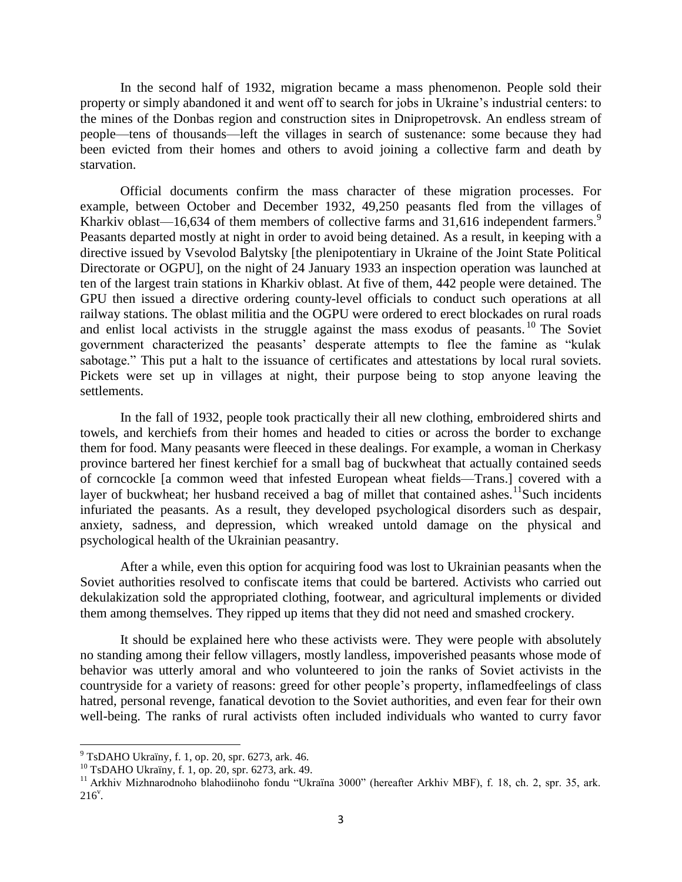In the second half of 1932, migration became a mass phenomenon. People sold their property or simply abandoned it and went off to search for jobs in Ukraine's industrial centers: to the mines of the Donbas region and construction sites in Dnipropetrovsk. An endless stream of people—tens of thousands—left the villages in search of sustenance: some because they had been evicted from their homes and others to avoid joining a collective farm and death by starvation.

Official documents confirm the mass character of these migration processes. For example, between October and December 1932, 49,250 peasants fled from the villages of Kharkiv oblast—16,634 of them members of collective farms and 31,616 independent farmers.[9] Peasants departed mostly at night in order to avoid being detained. As a result, in keeping with a directive issued by Vsevolod Balytsky [the plenipotentiary in Ukraine of the Joint State Political Directorate or OGPU], on the night of 24 January 1933 an inspection operation was launched at ten of the largest train stations in Kharkiv oblast. At five of them, 442 people were detained. The GPU then issued a directive ordering county-level officials to conduct such operations at all railway stations. The oblast militia and the OGPU were ordered to erect blockades on rural roads and enlist local activists in the struggle against the mass exodus of peasants.[10] The Soviet government characterized the peasants' desperate attempts to flee the famine as "kulak sabotage." This put a halt to the issuance of certificates and attestations by local rural soviets. Pickets were set up in villages at night, their purpose being to stop anyone leaving the settlements.

In the fall of 1932, people took practically their all new clothing, embroidered shirts and towels, and kerchiefs from their homes and headed to cities or across the border to exchange them for food. Many peasants were fleeced in these dealings. For example, a woman in Cherkasy province bartered her finest kerchief for a small bag of buckwheat that actually contained seeds of corncockle [a common weed that infested European wheat fields—Trans.] covered with a layer of buckwheat; her husband received a bag of millet that contained ashes.[11]Such incidents infuriated the peasants. As a result, they developed psychological disorders such as despair, anxiety, sadness, and depression, which wreaked untold damage on the physical and psychological health of the Ukrainian peasantry.

After a while, even this option for acquiring food was lost to Ukrainian peasants when the Soviet authorities resolved to confiscate items that could be bartered. Activists who carried out dekulakization sold the appropriated clothing, footwear, and agricultural implements or divided them among themselves. They ripped up items that they did not need and smashed crockery.

It should be explained here who these activists were. They were people with absolutely no standing among their fellow villagers, mostly landless, impoverished peasants whose mode of behavior was utterly amoral and who volunteered to join the ranks of Soviet activists in the countryside for a variety of reasons: greed for other people's property, inflamedfeelings of class hatred, personal revenge, fanatical devotion to the Soviet authorities, and even fear for their own well-being. The ranks of rural activists often included individuals who wanted to curry favor

---

[9] TsDAHO Ukraïny, f. 1, op. 20, spr. 6273, ark. 46.

[10] TsDAHO Ukraïny, f. 1, op. 20, spr. 6273, ark. 49.

[11] Arkhiv Mizhnarodnoho blahodiinoho fondu "Ukraïna 3000" (hereafter Arkhiv MBF), f. 18, ch. 2, spr. 35, ark. 216[v].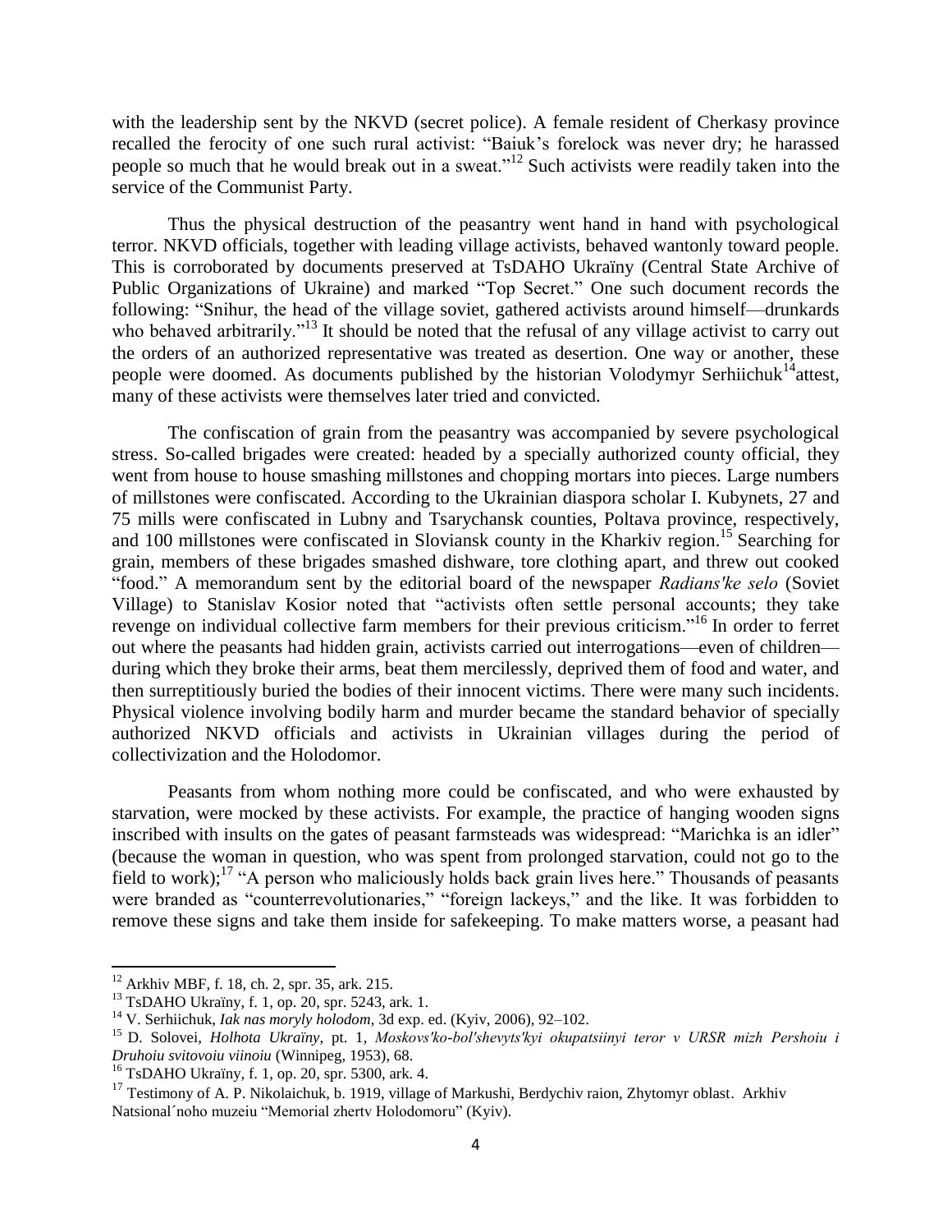with the leadership sent by the NKVD (secret police). A female resident of Cherkasy province recalled the ferocity of one such rural activist: "Baiuk's forelock was never dry; he harassed people so much that he would break out in a sweat."[12] Such activists were readily taken into the service of the Communist Party.

Thus the physical destruction of the peasantry went hand in hand with psychological terror. NKVD officials, together with leading village activists, behaved wantonly toward people. This is corroborated by documents preserved at TsDAHO Ukraïny (Central State Archive of Public Organizations of Ukraine) and marked "Top Secret." One such document records the following: "Snihur, the head of the village soviet, gathered activists around himself—drunkards who behaved arbitrarily."[13] It should be noted that the refusal of any village activist to carry out the orders of an authorized representative was treated as desertion. One way or another, these people were doomed. As documents published by the historian Volodymyr Serhiichuk[14] attest, many of these activists were themselves later tried and convicted.

The confiscation of grain from the peasantry was accompanied by severe psychological stress. So-called brigades were created: headed by a specially authorized county official, they went from house to house smashing millstones and chopping mortars into pieces. Large numbers of millstones were confiscated. According to the Ukrainian diaspora scholar I. Kubynets, 27 and 75 mills were confiscated in Lubny and Tsarychansk counties, Poltava province, respectively, and 100 millstones were confiscated in Sloviansk county in the Kharkiv region.[15] Searching for grain, members of these brigades smashed dishware, tore clothing apart, and threw out cooked "food." A memorandum sent by the editorial board of the newspaper *Radians'ke selo* (Soviet Village) to Stanislav Kosior noted that "activists often settle personal accounts; they take revenge on individual collective farm members for their previous criticism."[16] In order to ferret out where the peasants had hidden grain, activists carried out interrogations—even of children—during which they broke their arms, beat them mercilessly, deprived them of food and water, and then surreptitiously buried the bodies of their innocent victims. There were many such incidents. Physical violence involving bodily harm and murder became the standard behavior of specially authorized NKVD officials and activists in Ukrainian villages during the period of collectivization and the Holodomor.

Peasants from whom nothing more could be confiscated, and who were exhausted by starvation, were mocked by these activists. For example, the practice of hanging wooden signs inscribed with insults on the gates of peasant farmsteads was widespread: "Marichka is an idler" (because the woman in question, who was spent from prolonged starvation, could not go to the field to work);[17] "A person who maliciously holds back grain lives here." Thousands of peasants were branded as "counterrevolutionaries," "foreign lackeys," and the like. It was forbidden to remove these signs and take them inside for safekeeping. To make matters worse, a peasant had

---

[12] Arkhiv MBF, f. 18, ch. 2, spr. 35, ark. 215.

[13] TsDAHO Ukraïny, f. 1, op. 20, spr. 5243, ark. 1.

[14] V. Serhiichuk, *Iak nas moryly holodom*, 3d exp. ed. (Kyiv, 2006), 92–102.

[15] D. Solovei, *Holhota Ukraïny*, pt. 1, *Moskovs'ko-bol'shevyts'kyi okupatsiinyi teror v URSR mizh Pershoiu i Druhoiu svitovoiu viinoiu* (Winnipeg, 1953), 68.

[16] TsDAHO Ukraïny, f. 1, op. 20, spr. 5300, ark. 4.

[17] Testimony of A. P. Nikolaichuk, b. 1919, village of Markushi, Berdychiv raion, Zhytomyr oblast. Arkhiv Natsional´noho muzeiu "Memorial zhertv Holodomoru" (Kyiv).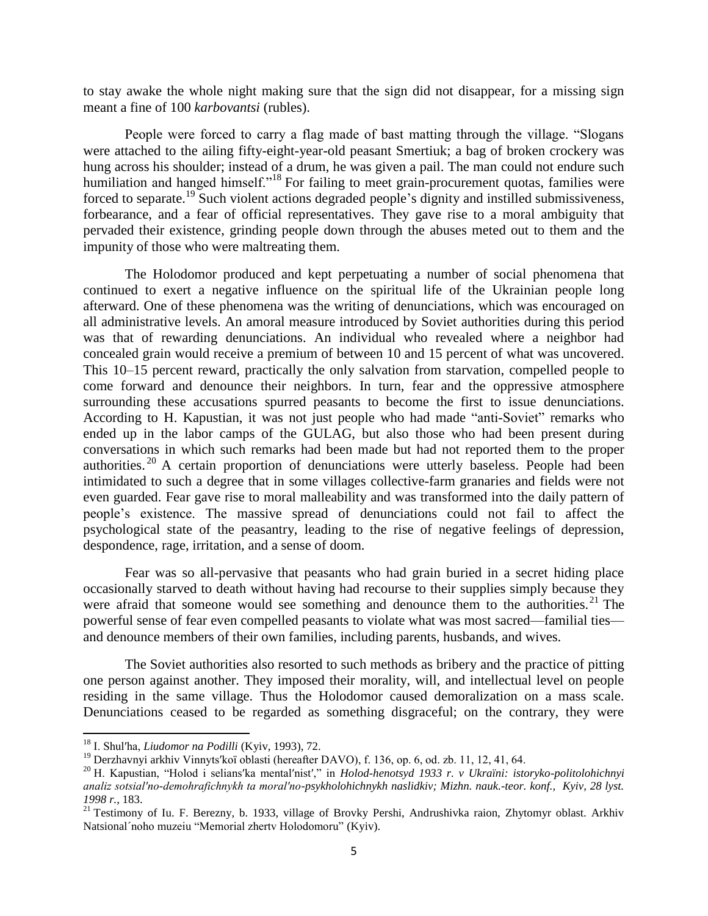to stay awake the whole night making sure that the sign did not disappear, for a missing sign meant a fine of 100 *karbovantsi* (rubles).

People were forced to carry a flag made of bast matting through the village. "Slogans were attached to the ailing fifty-eight-year-old peasant Smertiuk; a bag of broken crockery was hung across his shoulder; instead of a drum, he was given a pail. The man could not endure such humiliation and hanged himself."[18] For failing to meet grain-procurement quotas, families were forced to separate.[19] Such violent actions degraded people's dignity and instilled submissiveness, forbearance, and a fear of official representatives. They gave rise to a moral ambiguity that pervaded their existence, grinding people down through the abuses meted out to them and the impunity of those who were maltreating them.

The Holodomor produced and kept perpetuating a number of social phenomena that continued to exert a negative influence on the spiritual life of the Ukrainian people long afterward. One of these phenomena was the writing of denunciations, which was encouraged on all administrative levels. An amoral measure introduced by Soviet authorities during this period was that of rewarding denunciations. An individual who revealed where a neighbor had concealed grain would receive a premium of between 10 and 15 percent of what was uncovered. This 10–15 percent reward, practically the only salvation from starvation, compelled people to come forward and denounce their neighbors. In turn, fear and the oppressive atmosphere surrounding these accusations spurred peasants to become the first to issue denunciations. According to H. Kapustian, it was not just people who had made "anti-Soviet" remarks who ended up in the labor camps of the GULAG, but also those who had been present during conversations in which such remarks had been made but had not reported them to the proper authorities.[20] A certain proportion of denunciations were utterly baseless. People had been intimidated to such a degree that in some villages collective-farm granaries and fields were not even guarded. Fear gave rise to moral malleability and was transformed into the daily pattern of people's existence. The massive spread of denunciations could not fail to affect the psychological state of the peasantry, leading to the rise of negative feelings of depression, despondence, rage, irritation, and a sense of doom.

Fear was so all-pervasive that peasants who had grain buried in a secret hiding place occasionally starved to death without having had recourse to their supplies simply because they were afraid that someone would see something and denounce them to the authorities.[21] The powerful sense of fear even compelled peasants to violate what was most sacred—familial ties—and denounce members of their own families, including parents, husbands, and wives.

The Soviet authorities also resorted to such methods as bribery and the practice of pitting one person against another. They imposed their morality, will, and intellectual level on people residing in the same village. Thus the Holodomor caused demoralization on a mass scale. Denunciations ceased to be regarded as something disgraceful; on the contrary, they were

---

[18] I. Shul′ha, *Liudomor na Podilli* (Kyiv, 1993), 72.

[19] Derzhavnyi arkhiv Vinnyts′koï oblasti (hereafter DAVO), f. 136, op. 6, od. zb. 11, 12, 41, 64.

[20] H. Kapustian, "Holod i selians′ka mental′nist′," in *Holod-henotsyd 1933 r. v Ukraïni: istoryko-politolohichnyi analiz sotsial′no-demohrafichnykh ta moral′no-psykholohichnykh naslidkiv; Mizhn. nauk.-teor. konf., Kyiv, 28 lyst. 1998 r.*, 183.

[21] Testimony of Iu. F. Berezny, b. 1933, village of Brovky Pershi, Andrushivka raion, Zhytomyr oblast. Arkhiv Natsional´noho muzeiu "Memorial zhertv Holodomoru" (Kyiv).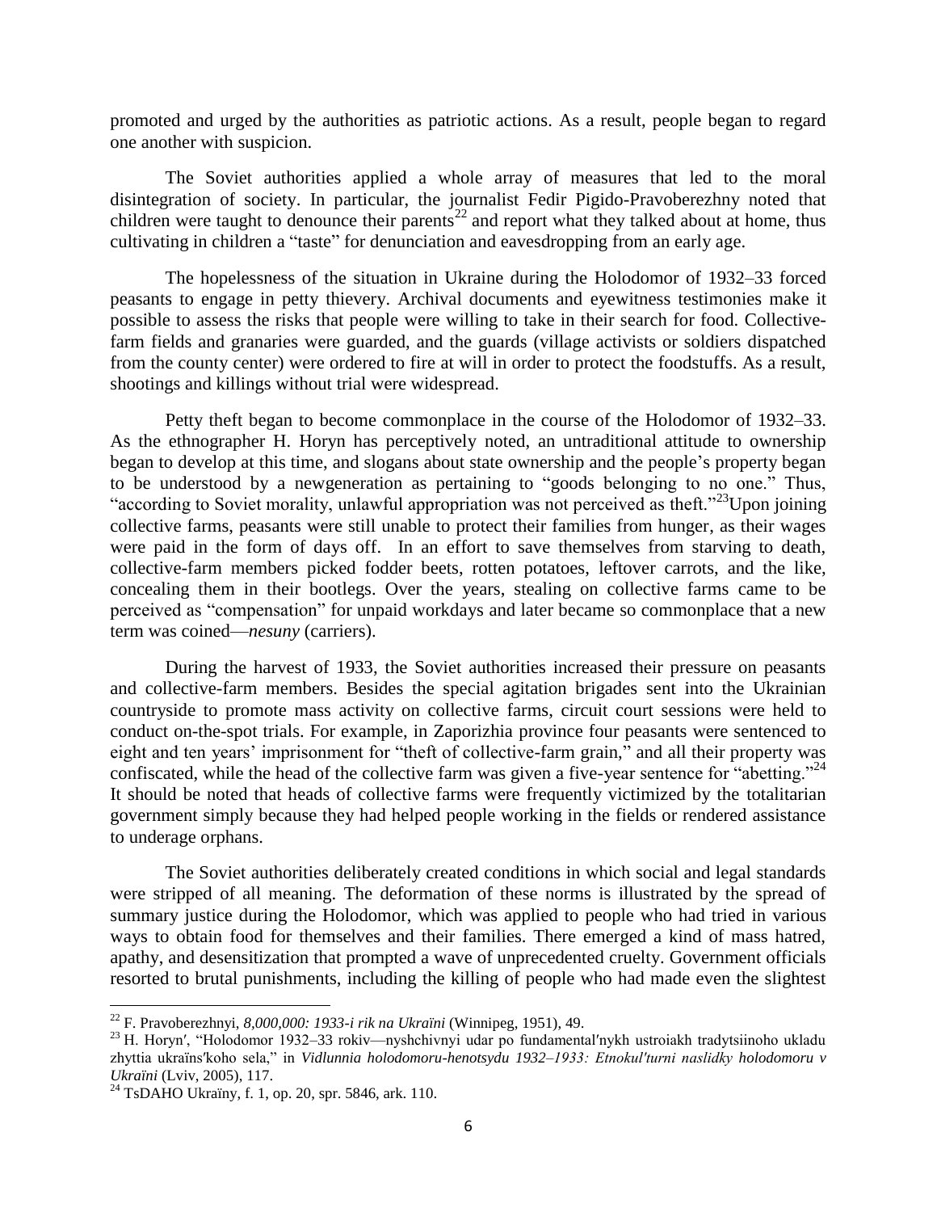promoted and urged by the authorities as patriotic actions. As a result, people began to regard one another with suspicion.

The Soviet authorities applied a whole array of measures that led to the moral disintegration of society. In particular, the journalist Fedir Pigido-Pravoberezhny noted that children were taught to denounce their parents[22] and report what they talked about at home, thus cultivating in children a "taste" for denunciation and eavesdropping from an early age.

The hopelessness of the situation in Ukraine during the Holodomor of 1932–33 forced peasants to engage in petty thievery. Archival documents and eyewitness testimonies make it possible to assess the risks that people were willing to take in their search for food. Collective-farm fields and granaries were guarded, and the guards (village activists or soldiers dispatched from the county center) were ordered to fire at will in order to protect the foodstuffs. As a result, shootings and killings without trial were widespread.

Petty theft began to become commonplace in the course of the Holodomor of 1932–33. As the ethnographer H. Horyn has perceptively noted, an untraditional attitude to ownership began to develop at this time, and slogans about state ownership and the people's property began to be understood by a newgeneration as pertaining to "goods belonging to no one." Thus, "according to Soviet morality, unlawful appropriation was not perceived as theft."[23]Upon joining collective farms, peasants were still unable to protect their families from hunger, as their wages were paid in the form of days off. In an effort to save themselves from starving to death, collective-farm members picked fodder beets, rotten potatoes, leftover carrots, and the like, concealing them in their bootlegs. Over the years, stealing on collective farms came to be perceived as "compensation" for unpaid workdays and later became so commonplace that a new term was coined—*nesuny* (carriers).

During the harvest of 1933, the Soviet authorities increased their pressure on peasants and collective-farm members. Besides the special agitation brigades sent into the Ukrainian countryside to promote mass activity on collective farms, circuit court sessions were held to conduct on-the-spot trials. For example, in Zaporizhia province four peasants were sentenced to eight and ten years' imprisonment for "theft of collective-farm grain," and all their property was confiscated, while the head of the collective farm was given a five-year sentence for "abetting."[24] It should be noted that heads of collective farms were frequently victimized by the totalitarian government simply because they had helped people working in the fields or rendered assistance to underage orphans.

The Soviet authorities deliberately created conditions in which social and legal standards were stripped of all meaning. The deformation of these norms is illustrated by the spread of summary justice during the Holodomor, which was applied to people who had tried in various ways to obtain food for themselves and their families. There emerged a kind of mass hatred, apathy, and desensitization that prompted a wave of unprecedented cruelty. Government officials resorted to brutal punishments, including the killing of people who had made even the slightest

---

[22] F. Pravoberezhnyi, *8,000,000: 1933-i rik na Ukraïni* (Winnipeg, 1951), 49.

[23] H. Horyn′, "Holodomor 1932–33 rokiv—nyshchivnyi udar po fundamental′nykh ustroiakh tradytsiinoho ukladu zhyttia ukraïns′koho sela," in *Vidlunnia holodomoru-henotsydu 1932–1933: Etnokul′turni naslidky holodomoru v Ukraïni* (Lviv, 2005), 117.

[24] TsDAHO Ukraïny, f. 1, op. 20, spr. 5846, ark. 110.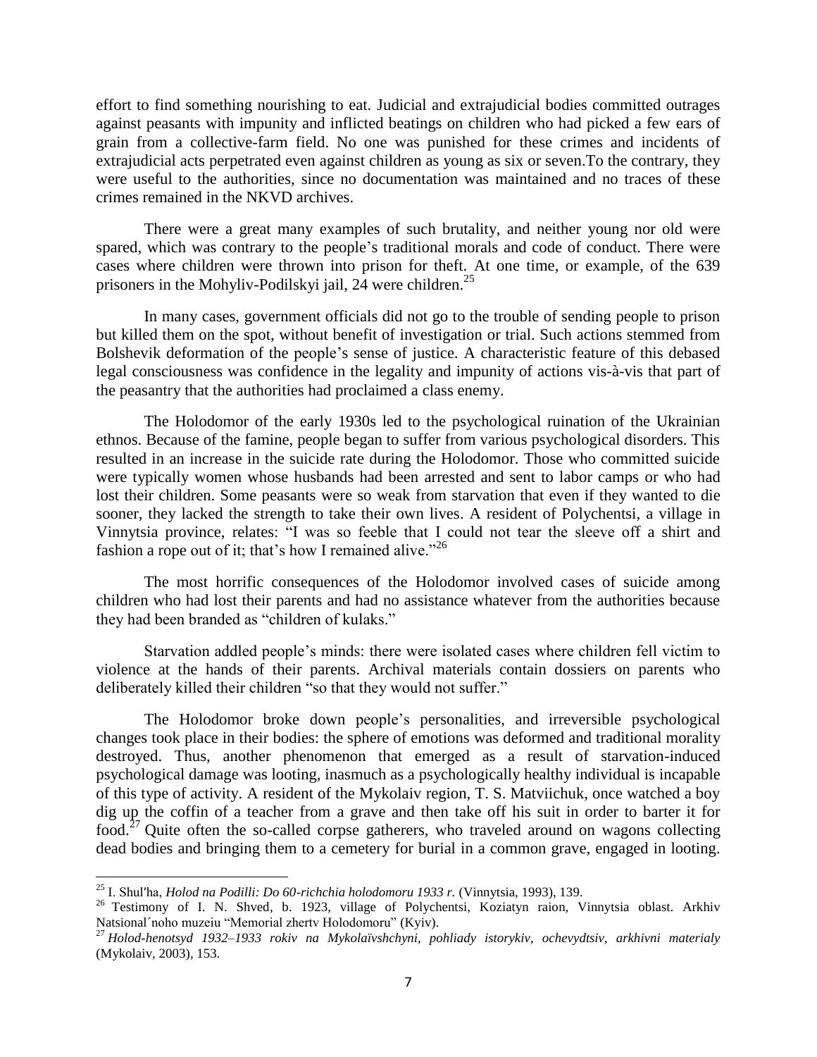effort to find something nourishing to eat. Judicial and extrajudicial bodies committed outrages against peasants with impunity and inflicted beatings on children who had picked a few ears of grain from a collective-farm field. No one was punished for these crimes and incidents of extrajudicial acts perpetrated even against children as young as six or seven.To the contrary, they were useful to the authorities, since no documentation was maintained and no traces of these crimes remained in the NKVD archives.

There were a great many examples of such brutality, and neither young nor old were spared, which was contrary to the people's traditional morals and code of conduct. There were cases where children were thrown into prison for theft. At one time, or example, of the 639 prisoners in the Mohyliv-Podilskyi jail, 24 were children.[25]

In many cases, government officials did not go to the trouble of sending people to prison but killed them on the spot, without benefit of investigation or trial. Such actions stemmed from Bolshevik deformation of the people's sense of justice. A characteristic feature of this debased legal consciousness was confidence in the legality and impunity of actions vis-à-vis that part of the peasantry that the authorities had proclaimed a class enemy.

The Holodomor of the early 1930s led to the psychological ruination of the Ukrainian ethnos. Because of the famine, people began to suffer from various psychological disorders. This resulted in an increase in the suicide rate during the Holodomor. Those who committed suicide were typically women whose husbands had been arrested and sent to labor camps or who had lost their children. Some peasants were so weak from starvation that even if they wanted to die sooner, they lacked the strength to take their own lives. A resident of Polychentsi, a village in Vinnytsia province, relates: "I was so feeble that I could not tear the sleeve off a shirt and fashion a rope out of it; that's how I remained alive."[26]

The most horrific consequences of the Holodomor involved cases of suicide among children who had lost their parents and had no assistance whatever from the authorities because they had been branded as "children of kulaks."

Starvation addled people's minds: there were isolated cases where children fell victim to violence at the hands of their parents. Archival materials contain dossiers on parents who deliberately killed their children "so that they would not suffer."

The Holodomor broke down people's personalities, and irreversible psychological changes took place in their bodies: the sphere of emotions was deformed and traditional morality destroyed. Thus, another phenomenon that emerged as a result of starvation-induced psychological damage was looting, inasmuch as a psychologically healthy individual is incapable of this type of activity. A resident of the Mykolaiv region, T. S. Matviichuk, once watched a boy dig up the coffin of a teacher from a grave and then take off his suit in order to barter it for food.[27] Quite often the so-called corpse gatherers, who traveled around on wagons collecting dead bodies and bringing them to a cemetery for burial in a common grave, engaged in looting.

---

[25] I. Shul′ha, *Holod na Podilli: Do 60-richchia holodomoru 1933 r.* (Vinnytsia, 1993), 139.

[26] Testimony of I. N. Shved, b. 1923, village of Polychentsi, Koziatyn raion, Vinnytsia oblast. Arkhiv Natsional´noho muzeiu "Memorial zhertv Holodomoru" (Kyiv).

[27] *Holod-henotsyd 1932–1933 rokiv na Mykolaïvshchyni, pohliady istorykiv, ochevydtsiv, arkhivni materialy* (Mykolaiv, 2003), 153.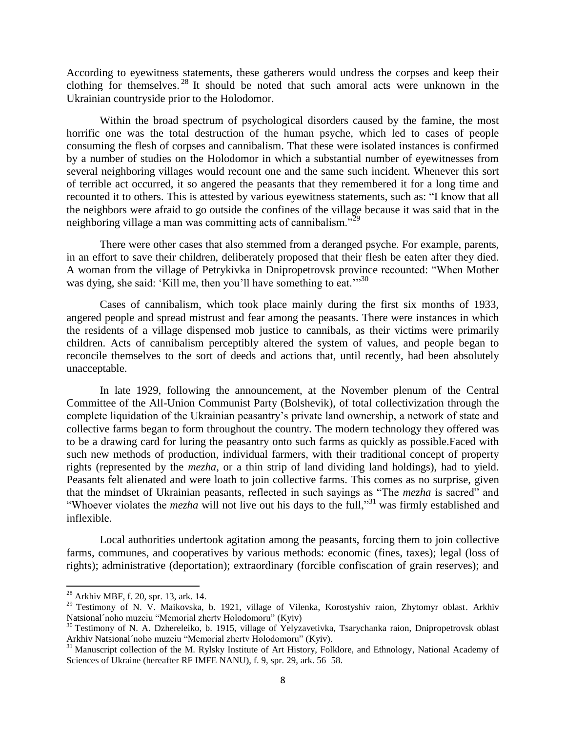According to eyewitness statements, these gatherers would undress the corpses and keep their clothing for themselves.[28] It should be noted that such amoral acts were unknown in the Ukrainian countryside prior to the Holodomor.

Within the broad spectrum of psychological disorders caused by the famine, the most horrific one was the total destruction of the human psyche, which led to cases of people consuming the flesh of corpses and cannibalism. That these were isolated instances is confirmed by a number of studies on the Holodomor in which a substantial number of eyewitnesses from several neighboring villages would recount one and the same such incident. Whenever this sort of terrible act occurred, it so angered the peasants that they remembered it for a long time and recounted it to others. This is attested by various eyewitness statements, such as: "I know that all the neighbors were afraid to go outside the confines of the village because it was said that in the neighboring village a man was committing acts of cannibalism."[29]

There were other cases that also stemmed from a deranged psyche. For example, parents, in an effort to save their children, deliberately proposed that their flesh be eaten after they died. A woman from the village of Petrykivka in Dnipropetrovsk province recounted: "When Mother was dying, she said: 'Kill me, then you'll have something to eat.'"[30]

Cases of cannibalism, which took place mainly during the first six months of 1933, angered people and spread mistrust and fear among the peasants. There were instances in which the residents of a village dispensed mob justice to cannibals, as their victims were primarily children. Acts of cannibalism perceptibly altered the system of values, and people began to reconcile themselves to the sort of deeds and actions that, until recently, had been absolutely unacceptable.

In late 1929, following the announcement, at the November plenum of the Central Committee of the All-Union Communist Party (Bolshevik), of total collectivization through the complete liquidation of the Ukrainian peasantry's private land ownership, a network of state and collective farms began to form throughout the country. The modern technology they offered was to be a drawing card for luring the peasantry onto such farms as quickly as possible.Faced with such new methods of production, individual farmers, with their traditional concept of property rights (represented by the *mezha*, or a thin strip of land dividing land holdings), had to yield. Peasants felt alienated and were loath to join collective farms. This comes as no surprise, given that the mindset of Ukrainian peasants, reflected in such sayings as "The *mezha* is sacred" and "Whoever violates the *mezha* will not live out his days to the full,"[31] was firmly established and inflexible.

Local authorities undertook agitation among the peasants, forcing them to join collective farms, communes, and cooperatives by various methods: economic (fines, taxes); legal (loss of rights); administrative (deportation); extraordinary (forcible confiscation of grain reserves); and

---

[28] Arkhiv MBF, f. 20, spr. 13, ark. 14.

[29] Testimony of N. V. Maikovska, b. 1921, village of Vilenka, Korostyshiv raion, Zhytomyr oblast. Arkhiv Natsional´noho muzeiu "Memorial zhertv Holodomoru" (Kyiv)

[30] Testimony of N. A. Dzhereleiko, b. 1915, village of Yelyzavetivka, Tsarychanka raion, Dnipropetrovsk oblast Arkhiv Natsional´noho muzeiu "Memorial zhertv Holodomoru" (Kyiv).

[31] Manuscript collection of the M. Rylsky Institute of Art History, Folklore, and Ethnology, National Academy of Sciences of Ukraine (hereafter RF IMFE NANU), f. 9, spr. 29, ark. 56–58.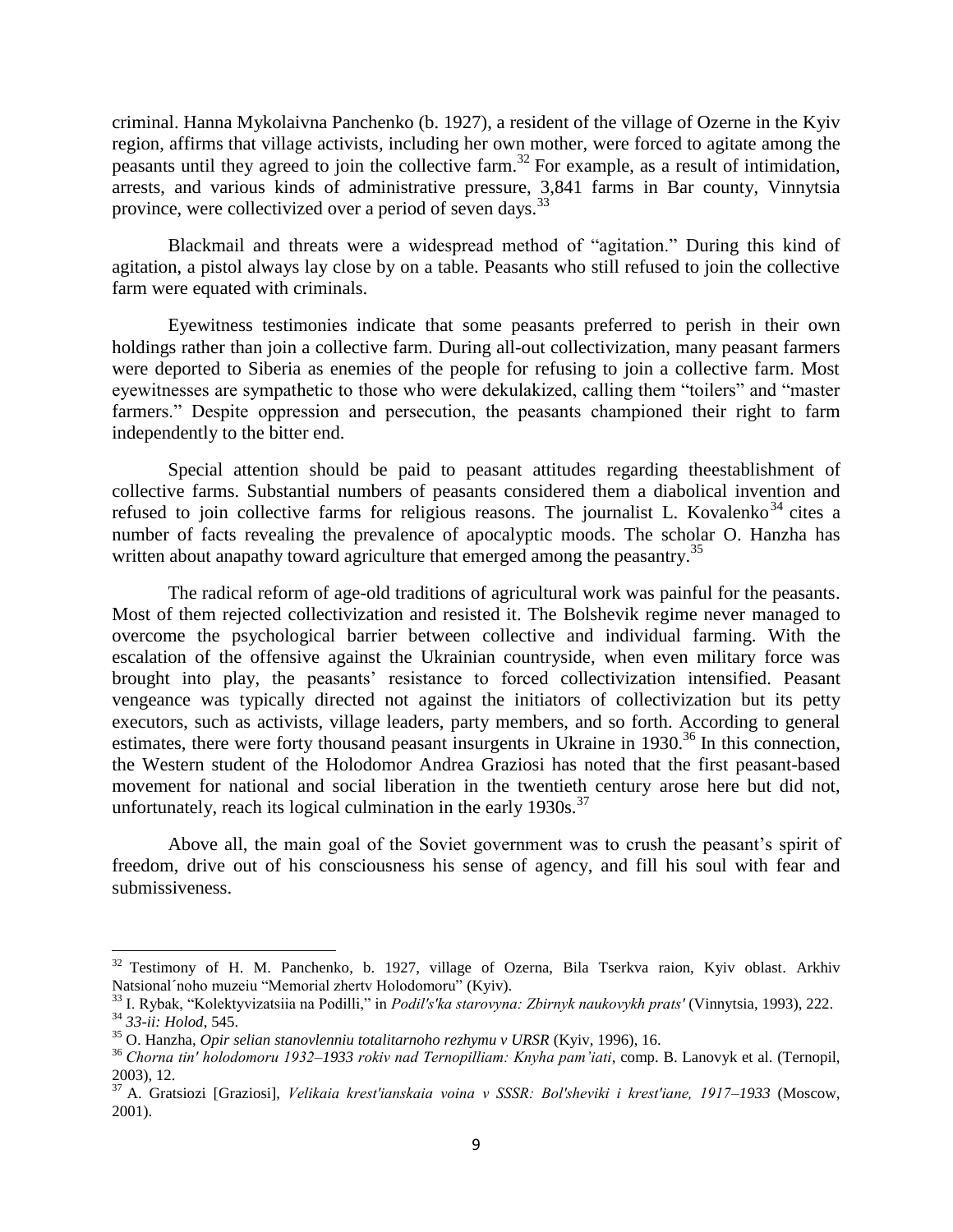criminal. Hanna Mykolaivna Panchenko (b. 1927), a resident of the village of Ozerne in the Kyiv region, affirms that village activists, including her own mother, were forced to agitate among the peasants until they agreed to join the collective farm.[32] For example, as a result of intimidation, arrests, and various kinds of administrative pressure, 3,841 farms in Bar county, Vinnytsia province, were collectivized over a period of seven days.[33]

Blackmail and threats were a widespread method of "agitation." During this kind of agitation, a pistol always lay close by on a table. Peasants who still refused to join the collective farm were equated with criminals.

Eyewitness testimonies indicate that some peasants preferred to perish in their own holdings rather than join a collective farm. During all-out collectivization, many peasant farmers were deported to Siberia as enemies of the people for refusing to join a collective farm. Most eyewitnesses are sympathetic to those who were dekulakized, calling them "toilers" and "master farmers." Despite oppression and persecution, the peasants championed their right to farm independently to the bitter end.

Special attention should be paid to peasant attitudes regarding theestablishment of collective farms. Substantial numbers of peasants considered them a diabolical invention and refused to join collective farms for religious reasons. The journalist L. Kovalenko[34] cites a number of facts revealing the prevalence of apocalyptic moods. The scholar O. Hanzha has written about anapathy toward agriculture that emerged among the peasantry.[35]

The radical reform of age-old traditions of agricultural work was painful for the peasants. Most of them rejected collectivization and resisted it. The Bolshevik regime never managed to overcome the psychological barrier between collective and individual farming. With the escalation of the offensive against the Ukrainian countryside, when even military force was brought into play, the peasants' resistance to forced collectivization intensified. Peasant vengeance was typically directed not against the initiators of collectivization but its petty executors, such as activists, village leaders, party members, and so forth. According to general estimates, there were forty thousand peasant insurgents in Ukraine in 1930.[36] In this connection, the Western student of the Holodomor Andrea Graziosi has noted that the first peasant-based movement for national and social liberation in the twentieth century arose here but did not, unfortunately, reach its logical culmination in the early 1930s.[37]

Above all, the main goal of the Soviet government was to crush the peasant's spirit of freedom, drive out of his consciousness his sense of agency, and fill his soul with fear and submissiveness.

---

[32] Testimony of H. M. Panchenko, b. 1927, village of Ozerna, Bila Tserkva raion, Kyiv oblast. Arkhiv Natsional´noho muzeiu "Memorial zhertv Holodomoru" (Kyiv).

[33] I. Rybak, "Kolektyvizatsiia na Podilli," in *Podil's'ka starovyna: Zbirnyk naukovykh prats'* (Vinnytsia, 1993), 222.

[34] *33-ii: Holod*, 545.

[35] O. Hanzha, *Opir selian stanovlenniu totalitarnoho rezhymu v URSR* (Kyiv, 1996), 16.

[36] *Chorna tin' holodomoru 1932–1933 rokiv nad Ternopilliam: Knyha pam'iati*, comp. B. Lanovyk et al. (Ternopil, 2003), 12.

[37] A. Gratsiozi [Graziosi], *Velikaia krest'ianskaia voina v SSSR: Bol'sheviki i krest'iane, 1917–1933* (Moscow, 2001).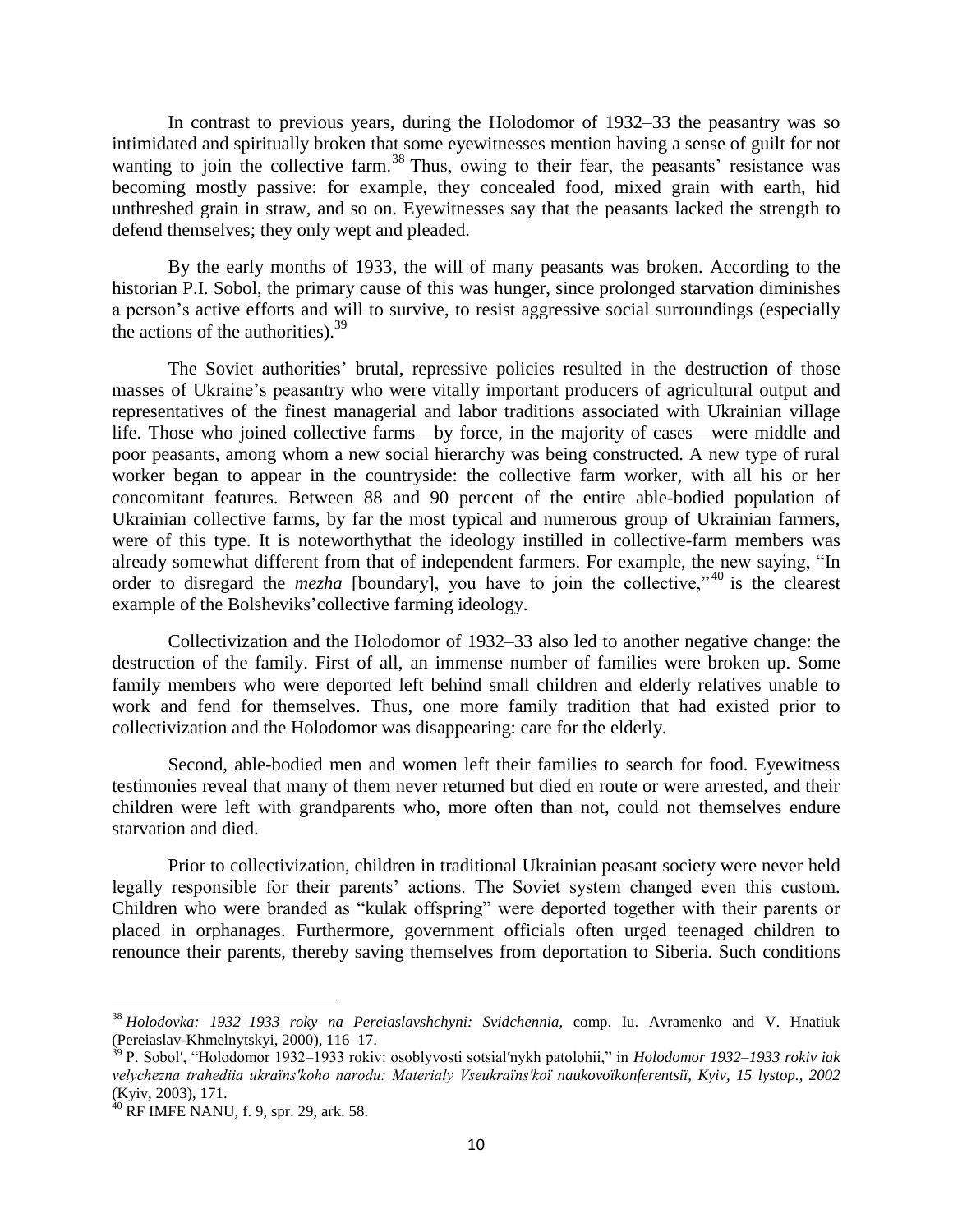In contrast to previous years, during the Holodomor of 1932–33 the peasantry was so intimidated and spiritually broken that some eyewitnesses mention having a sense of guilt for not wanting to join the collective farm.[38] Thus, owing to their fear, the peasants' resistance was becoming mostly passive: for example, they concealed food, mixed grain with earth, hid unthreshed grain in straw, and so on. Eyewitnesses say that the peasants lacked the strength to defend themselves; they only wept and pleaded.

By the early months of 1933, the will of many peasants was broken. According to the historian P.I. Sobol, the primary cause of this was hunger, since prolonged starvation diminishes a person's active efforts and will to survive, to resist aggressive social surroundings (especially the actions of the authorities).[39]

The Soviet authorities' brutal, repressive policies resulted in the destruction of those masses of Ukraine's peasantry who were vitally important producers of agricultural output and representatives of the finest managerial and labor traditions associated with Ukrainian village life. Those who joined collective farms—by force, in the majority of cases—were middle and poor peasants, among whom a new social hierarchy was being constructed. A new type of rural worker began to appear in the countryside: the collective farm worker, with all his or her concomitant features. Between 88 and 90 percent of the entire able-bodied population of Ukrainian collective farms, by far the most typical and numerous group of Ukrainian farmers, were of this type. It is noteworthythat the ideology instilled in collective-farm members was already somewhat different from that of independent farmers. For example, the new saying, "In order to disregard the *mezha* [boundary], you have to join the collective,"[40] is the clearest example of the Bolsheviks'collective farming ideology.

Collectivization and the Holodomor of 1932–33 also led to another negative change: the destruction of the family. First of all, an immense number of families were broken up. Some family members who were deported left behind small children and elderly relatives unable to work and fend for themselves. Thus, one more family tradition that had existed prior to collectivization and the Holodomor was disappearing: care for the elderly.

Second, able-bodied men and women left their families to search for food. Eyewitness testimonies reveal that many of them never returned but died en route or were arrested, and their children were left with grandparents who, more often than not, could not themselves endure starvation and died.

Prior to collectivization, children in traditional Ukrainian peasant society were never held legally responsible for their parents' actions. The Soviet system changed even this custom. Children who were branded as "kulak offspring" were deported together with their parents or placed in orphanages. Furthermore, government officials often urged teenaged children to renounce their parents, thereby saving themselves from deportation to Siberia. Such conditions

---

[38] *Holodovka: 1932–1933 roky na Pereiaslavshchyni: Svidchennia*, comp. Iu. Avramenko and V. Hnatiuk (Pereiaslav-Khmelnytskyi, 2000), 116–17.

[39] P. Sobol′, "Holodomor 1932–1933 rokiv: osoblyvosti sotsial′nykh patolohii," in *Holodomor 1932–1933 rokiv iak velychezna trahediia ukraïns′koho narodu: Materialy Vseukraïns′koï naukovoïkonferentsiï, Kyiv, 15 lystop., 2002* (Kyiv, 2003), 171.

[40] RF IMFE NANU, f. 9, spr. 29, ark. 58.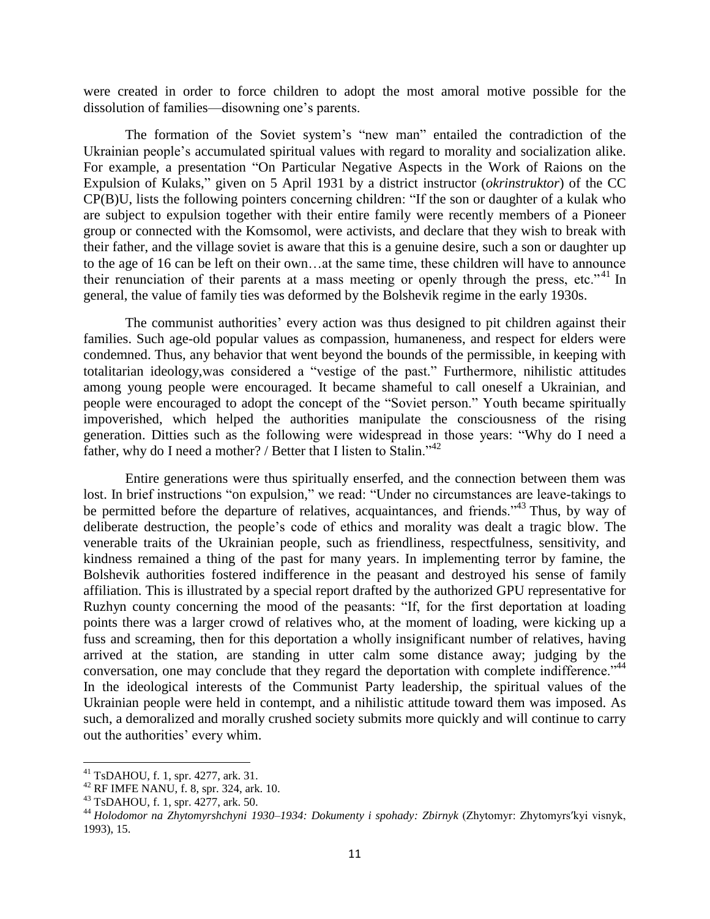were created in order to force children to adopt the most amoral motive possible for the dissolution of families—disowning one's parents.

The formation of the Soviet system's "new man" entailed the contradiction of the Ukrainian people's accumulated spiritual values with regard to morality and socialization alike. For example, a presentation "On Particular Negative Aspects in the Work of Raions on the Expulsion of Kulaks," given on 5 April 1931 by a district instructor (*okrinstruktor*) of the CC CP(B)U, lists the following pointers concerning children: "If the son or daughter of a kulak who are subject to expulsion together with their entire family were recently members of a Pioneer group or connected with the Komsomol, were activists, and declare that they wish to break with their father, and the village soviet is aware that this is a genuine desire, such a son or daughter up to the age of 16 can be left on their own…at the same time, these children will have to announce their renunciation of their parents at a mass meeting or openly through the press, etc."[41] In general, the value of family ties was deformed by the Bolshevik regime in the early 1930s.

The communist authorities' every action was thus designed to pit children against their families. Such age-old popular values as compassion, humaneness, and respect for elders were condemned. Thus, any behavior that went beyond the bounds of the permissible, in keeping with totalitarian ideology,was considered a "vestige of the past." Furthermore, nihilistic attitudes among young people were encouraged. It became shameful to call oneself a Ukrainian, and people were encouraged to adopt the concept of the "Soviet person." Youth became spiritually impoverished, which helped the authorities manipulate the consciousness of the rising generation. Ditties such as the following were widespread in those years: "Why do I need a father, why do I need a mother? / Better that I listen to Stalin."[42]

Entire generations were thus spiritually enserfed, and the connection between them was lost. In brief instructions "on expulsion," we read: "Under no circumstances are leave-takings to be permitted before the departure of relatives, acquaintances, and friends."[43] Thus, by way of deliberate destruction, the people's code of ethics and morality was dealt a tragic blow. The venerable traits of the Ukrainian people, such as friendliness, respectfulness, sensitivity, and kindness remained a thing of the past for many years. In implementing terror by famine, the Bolshevik authorities fostered indifference in the peasant and destroyed his sense of family affiliation. This is illustrated by a special report drafted by the authorized GPU representative for Ruzhyn county concerning the mood of the peasants: "If, for the first deportation at loading points there was a larger crowd of relatives who, at the moment of loading, were kicking up a fuss and screaming, then for this deportation a wholly insignificant number of relatives, having arrived at the station, are standing in utter calm some distance away; judging by the conversation, one may conclude that they regard the deportation with complete indifference."[44] In the ideological interests of the Communist Party leadership, the spiritual values of the Ukrainian people were held in contempt, and a nihilistic attitude toward them was imposed. As such, a demoralized and morally crushed society submits more quickly and will continue to carry out the authorities' every whim.

---

[41] TsDAHOU, f. 1, spr. 4277, ark. 31.

[42] RF IMFE NANU, f. 8, spr. 324, ark. 10.

[43] TsDAHOU, f. 1, spr. 4277, ark. 50.

[44] *Holodomor na Zhytomyrshchyni 1930–1934: Dokumenty i spohady: Zbirnyk* (Zhytomyr: Zhytomyrs′kyi visnyk, 1993), 15.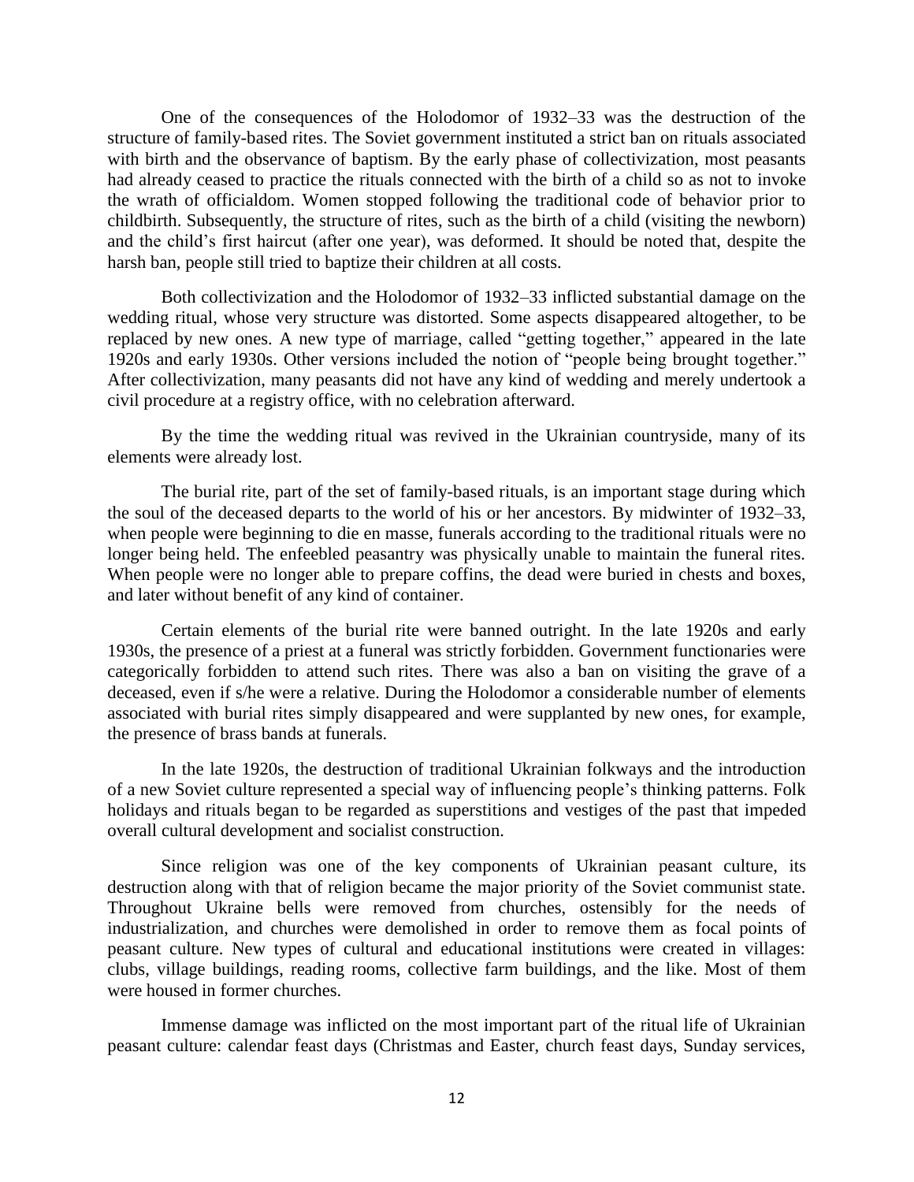One of the consequences of the Holodomor of 1932–33 was the destruction of the structure of family-based rites. The Soviet government instituted a strict ban on rituals associated with birth and the observance of baptism. By the early phase of collectivization, most peasants had already ceased to practice the rituals connected with the birth of a child so as not to invoke the wrath of officialdom. Women stopped following the traditional code of behavior prior to childbirth. Subsequently, the structure of rites, such as the birth of a child (visiting the newborn) and the child's first haircut (after one year), was deformed. It should be noted that, despite the harsh ban, people still tried to baptize their children at all costs.

Both collectivization and the Holodomor of 1932–33 inflicted substantial damage on the wedding ritual, whose very structure was distorted. Some aspects disappeared altogether, to be replaced by new ones. A new type of marriage, called "getting together," appeared in the late 1920s and early 1930s. Other versions included the notion of "people being brought together." After collectivization, many peasants did not have any kind of wedding and merely undertook a civil procedure at a registry office, with no celebration afterward.

By the time the wedding ritual was revived in the Ukrainian countryside, many of its elements were already lost.

The burial rite, part of the set of family-based rituals, is an important stage during which the soul of the deceased departs to the world of his or her ancestors. By midwinter of 1932–33, when people were beginning to die en masse, funerals according to the traditional rituals were no longer being held. The enfeebled peasantry was physically unable to maintain the funeral rites. When people were no longer able to prepare coffins, the dead were buried in chests and boxes, and later without benefit of any kind of container.

Certain elements of the burial rite were banned outright. In the late 1920s and early 1930s, the presence of a priest at a funeral was strictly forbidden. Government functionaries were categorically forbidden to attend such rites. There was also a ban on visiting the grave of a deceased, even if s/he were a relative. During the Holodomor a considerable number of elements associated with burial rites simply disappeared and were supplanted by new ones, for example, the presence of brass bands at funerals.

In the late 1920s, the destruction of traditional Ukrainian folkways and the introduction of a new Soviet culture represented a special way of influencing people's thinking patterns. Folk holidays and rituals began to be regarded as superstitions and vestiges of the past that impeded overall cultural development and socialist construction.

Since religion was one of the key components of Ukrainian peasant culture, its destruction along with that of religion became the major priority of the Soviet communist state. Throughout Ukraine bells were removed from churches, ostensibly for the needs of industrialization, and churches were demolished in order to remove them as focal points of peasant culture. New types of cultural and educational institutions were created in villages: clubs, village buildings, reading rooms, collective farm buildings, and the like. Most of them were housed in former churches.

Immense damage was inflicted on the most important part of the ritual life of Ukrainian peasant culture: calendar feast days (Christmas and Easter, church feast days, Sunday services,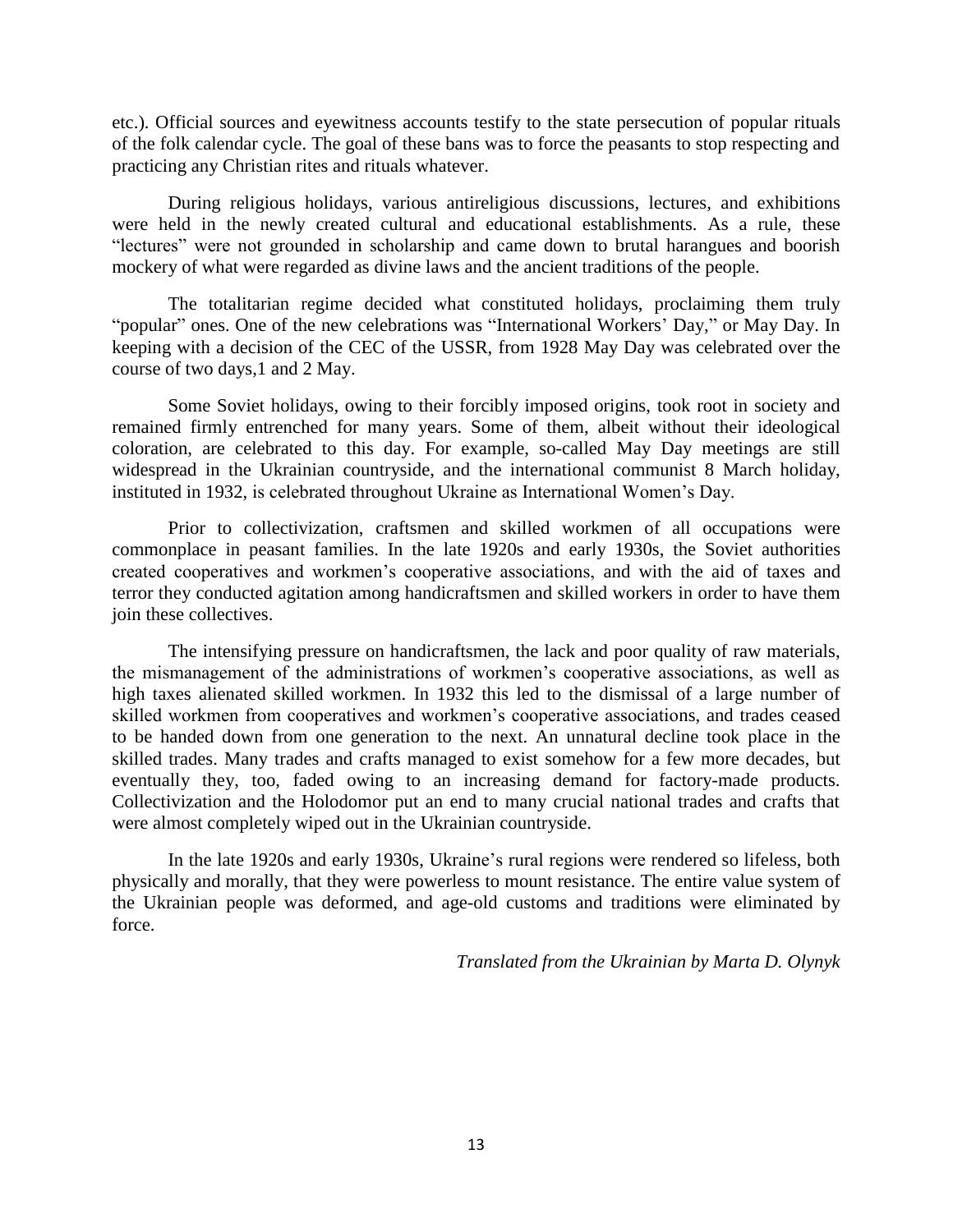etc.). Official sources and eyewitness accounts testify to the state persecution of popular rituals of the folk calendar cycle. The goal of these bans was to force the peasants to stop respecting and practicing any Christian rites and rituals whatever.

During religious holidays, various antireligious discussions, lectures, and exhibitions were held in the newly created cultural and educational establishments. As a rule, these "lectures" were not grounded in scholarship and came down to brutal harangues and boorish mockery of what were regarded as divine laws and the ancient traditions of the people.

The totalitarian regime decided what constituted holidays, proclaiming them truly "popular" ones. One of the new celebrations was "International Workers' Day," or May Day. In keeping with a decision of the CEC of the USSR, from 1928 May Day was celebrated over the course of two days,1 and 2 May.

Some Soviet holidays, owing to their forcibly imposed origins, took root in society and remained firmly entrenched for many years. Some of them, albeit without their ideological coloration, are celebrated to this day. For example, so-called May Day meetings are still widespread in the Ukrainian countryside, and the international communist 8 March holiday, instituted in 1932, is celebrated throughout Ukraine as International Women's Day.

Prior to collectivization, craftsmen and skilled workmen of all occupations were commonplace in peasant families. In the late 1920s and early 1930s, the Soviet authorities created cooperatives and workmen's cooperative associations, and with the aid of taxes and terror they conducted agitation among handicraftsmen and skilled workers in order to have them join these collectives.

The intensifying pressure on handicraftsmen, the lack and poor quality of raw materials, the mismanagement of the administrations of workmen's cooperative associations, as well as high taxes alienated skilled workmen. In 1932 this led to the dismissal of a large number of skilled workmen from cooperatives and workmen's cooperative associations, and trades ceased to be handed down from one generation to the next. An unnatural decline took place in the skilled trades. Many trades and crafts managed to exist somehow for a few more decades, but eventually they, too, faded owing to an increasing demand for factory-made products. Collectivization and the Holodomor put an end to many crucial national trades and crafts that were almost completely wiped out in the Ukrainian countryside.

In the late 1920s and early 1930s, Ukraine's rural regions were rendered so lifeless, both physically and morally, that they were powerless to mount resistance. The entire value system of the Ukrainian people was deformed, and age-old customs and traditions were eliminated by force.

*Translated from the Ukrainian by Marta D. Olynyk*